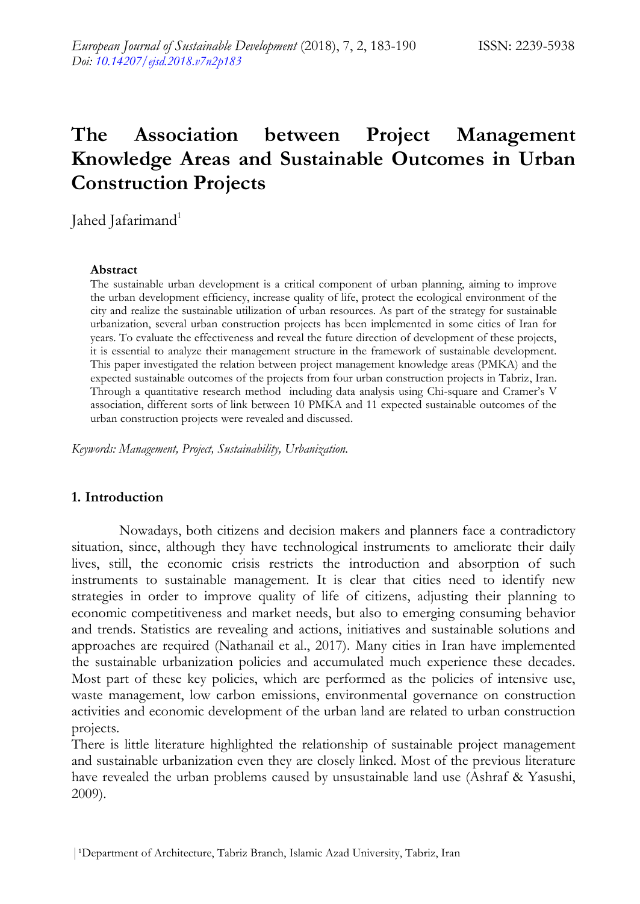# The Association between Project Management Knowledge Areas and Sustainable Outcomes in Urban Construction Projects

Jahed Jafarimand[1]

**Abstract**

The sustainable urban development is a critical component of urban planning, aiming to improve the urban development efficiency, increase quality of life, protect the ecological environment of the city and realize the sustainable utilization of urban resources. As part of the strategy for sustainable urbanization, several urban construction projects has been implemented in some cities of Iran for years. To evaluate the effectiveness and reveal the future direction of development of these projects, it is essential to analyze their management structure in the framework of sustainable development. This paper investigated the relation between project management knowledge areas (PMKA) and the expected sustainable outcomes of the projects from four urban construction projects in Tabriz, Iran. Through a quantitative research method including data analysis using Chi-square and Cramer's V association, different sorts of link between 10 PMKA and 11 expected sustainable outcomes of the urban construction projects were revealed and discussed.

*Keywords: Management, Project, Sustainability, Urbanization.*

## 1. Introduction

Nowadays, both citizens and decision makers and planners face a contradictory situation, since, although they have technological instruments to ameliorate their daily lives, still, the economic crisis restricts the introduction and absorption of such instruments to sustainable management. It is clear that cities need to identify new strategies in order to improve quality of life of citizens, adjusting their planning to economic competitiveness and market needs, but also to emerging consuming behavior and trends. Statistics are revealing and actions, initiatives and sustainable solutions and approaches are required (Nathanail et al., 2017). Many cities in Iran have implemented the sustainable urbanization policies and accumulated much experience these decades. Most part of these key policies, which are performed as the policies of intensive use, waste management, low carbon emissions, environmental governance on construction activities and economic development of the urban land are related to urban construction projects.

There is little literature highlighted the relationship of sustainable project management and sustainable urbanization even they are closely linked. Most of the previous literature have revealed the urban problems caused by unsustainable land use (Ashraf & Yasushi, 2009).

[1]Department of Architecture, Tabriz Branch, Islamic Azad University, Tabriz, Iran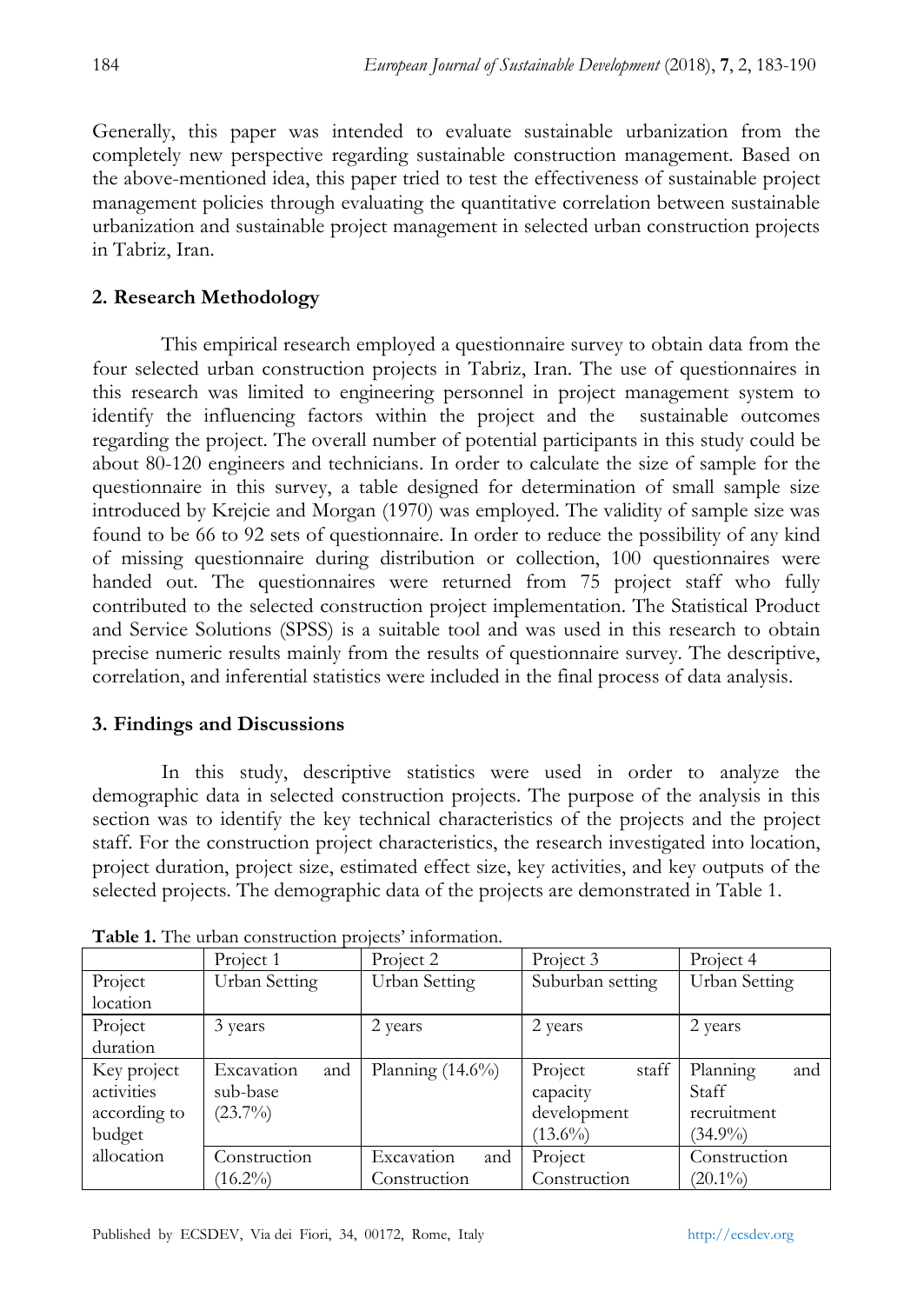Generally, this paper was intended to evaluate sustainable urbanization from the completely new perspective regarding sustainable construction management. Based on the above-mentioned idea, this paper tried to test the effectiveness of sustainable project management policies through evaluating the quantitative correlation between sustainable urbanization and sustainable project management in selected urban construction projects in Tabriz, Iran.

## 2. Research Methodology

This empirical research employed a questionnaire survey to obtain data from the four selected urban construction projects in Tabriz, Iran. The use of questionnaires in this research was limited to engineering personnel in project management system to identify the influencing factors within the project and the sustainable outcomes regarding the project. The overall number of potential participants in this study could be about 80-120 engineers and technicians. In order to calculate the size of sample for the questionnaire in this survey, a table designed for determination of small sample size introduced by Krejcie and Morgan (1970) was employed. The validity of sample size was found to be 66 to 92 sets of questionnaire. In order to reduce the possibility of any kind of missing questionnaire during distribution or collection, 100 questionnaires were handed out. The questionnaires were returned from 75 project staff who fully contributed to the selected construction project implementation. The Statistical Product and Service Solutions (SPSS) is a suitable tool and was used in this research to obtain precise numeric results mainly from the results of questionnaire survey. The descriptive, correlation, and inferential statistics were included in the final process of data analysis.

## 3. Findings and Discussions

In this study, descriptive statistics were used in order to analyze the demographic data in selected construction projects. The purpose of the analysis in this section was to identify the key technical characteristics of the projects and the project staff. For the construction project characteristics, the research investigated into location, project duration, project size, estimated effect size, key activities, and key outputs of the selected projects. The demographic data of the projects are demonstrated in Table 1.

**Table 1.** The urban construction projects' information.

| | Project 1 | Project 2 | Project 3 | Project 4 |
|---|---|---|---|---|
| Project location | Urban Setting | Urban Setting | Suburban setting | Urban Setting |
| Project duration | 3 years | 2 years | 2 years | 2 years |
| Key project activities according to budget allocation | Excavation and sub-base (23.7%) | Planning (14.6%) | Project staff capacity development (13.6%) | Planning and Staff recruitment (34.9%) |
| | Construction (16.2%) | Excavation and Construction | Project Construction | Construction (20.1%) |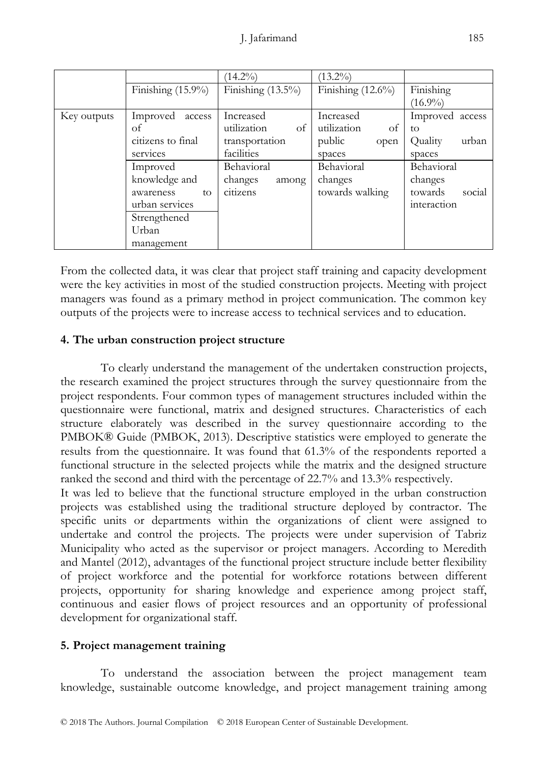| | | (14.2%) | (13.2%) | |
|---|---|---|---|---|
| | Finishing (15.9%) | Finishing (13.5%) | Finishing (12.6%) | Finishing (16.9%) |
| Key outputs | Improved access of citizens to final services | Increased utilization of transportation facilities | Increased utilization of public open spaces | Improved access to Quality urban spaces |
| | Improved knowledge and awareness to urban services | Behavioral changes among citizens | Behavioral changes towards walking | Behavioral changes towards social interaction |
| | Strengthened Urban management | | | |

From the collected data, it was clear that project staff training and capacity development were the key activities in most of the studied construction projects. Meeting with project managers was found as a primary method in project communication. The common key outputs of the projects were to increase access to technical services and to education.

## 4. The urban construction project structure

To clearly understand the management of the undertaken construction projects, the research examined the project structures through the survey questionnaire from the project respondents. Four common types of management structures included within the questionnaire were functional, matrix and designed structures. Characteristics of each structure elaborately was described in the survey questionnaire according to the PMBOK® Guide (PMBOK, 2013). Descriptive statistics were employed to generate the results from the questionnaire. It was found that 61.3% of the respondents reported a functional structure in the selected projects while the matrix and the designed structure ranked the second and third with the percentage of 22.7% and 13.3% respectively.

It was led to believe that the functional structure employed in the urban construction projects was established using the traditional structure deployed by contractor. The specific units or departments within the organizations of client were assigned to undertake and control the projects. The projects were under supervision of Tabriz Municipality who acted as the supervisor or project managers. According to Meredith and Mantel (2012), advantages of the functional project structure include better flexibility of project workforce and the potential for workforce rotations between different projects, opportunity for sharing knowledge and experience among project staff, continuous and easier flows of project resources and an opportunity of professional development for organizational staff.

## 5. Project management training

To understand the association between the project management team knowledge, sustainable outcome knowledge, and project management training among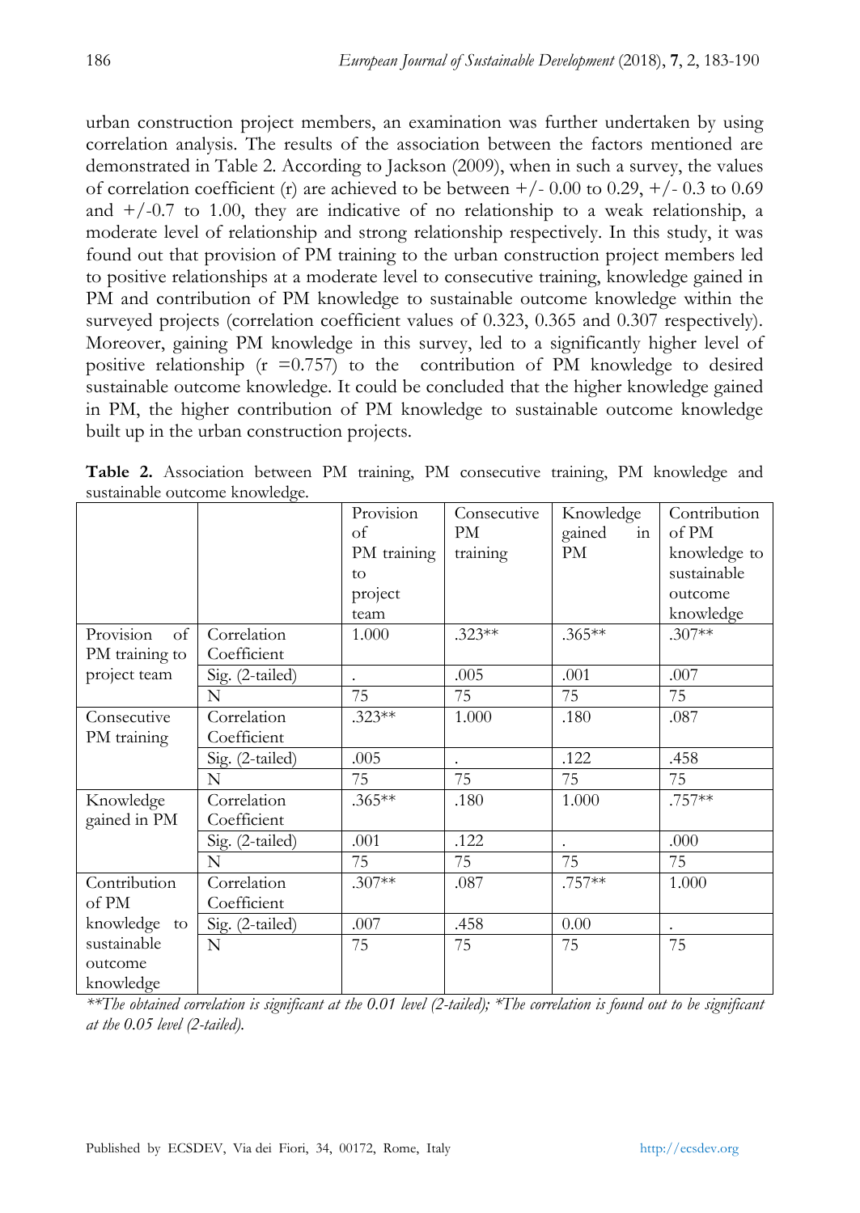urban construction project members, an examination was further undertaken by using correlation analysis. The results of the association between the factors mentioned are demonstrated in Table 2. According to Jackson (2009), when in such a survey, the values of correlation coefficient (r) are achieved to be between +/- 0.00 to 0.29, +/- 0.3 to 0.69 and +/-0.7 to 1.00, they are indicative of no relationship to a weak relationship, a moderate level of relationship and strong relationship respectively. In this study, it was found out that provision of PM training to the urban construction project members led to positive relationships at a moderate level to consecutive training, knowledge gained in PM and contribution of PM knowledge to sustainable outcome knowledge within the surveyed projects (correlation coefficient values of 0.323, 0.365 and 0.307 respectively). Moreover, gaining PM knowledge in this survey, led to a significantly higher level of positive relationship (r =0.757) to the contribution of PM knowledge to desired sustainable outcome knowledge. It could be concluded that the higher knowledge gained in PM, the higher contribution of PM knowledge to sustainable outcome knowledge built up in the urban construction projects.

**Table 2.** Association between PM training, PM consecutive training, PM knowledge and sustainable outcome knowledge.

| | | Provision of PM training to project team | Consecutive PM training | Knowledge gained in PM | Contribution of PM knowledge to sustainable outcome knowledge |
|---|---|---|---|---|---|
| Provision of PM training to project team | Correlation Coefficient | 1.000 | .323** | .365** | .307** |
| | Sig. (2-tailed) | . | .005 | .001 | .007 |
| | N | 75 | 75 | 75 | 75 |
| Consecutive PM training | Correlation Coefficient | .323** | 1.000 | .180 | .087 |
| | Sig. (2-tailed) | .005 | . | .122 | .458 |
| | N | 75 | 75 | 75 | 75 |
| Knowledge gained in PM | Correlation Coefficient | .365** | .180 | 1.000 | .757** |
| | Sig. (2-tailed) | .001 | .122 | . | .000 |
| | N | 75 | 75 | 75 | 75 |
| Contribution of PM knowledge to sustainable outcome knowledge | Correlation Coefficient | .307** | .087 | .757** | 1.000 |
| | Sig. (2-tailed) | .007 | .458 | 0.00 | . |
| | N | 75 | 75 | 75 | 75 |

*\*\*The obtained correlation is significant at the 0.01 level (2-tailed); \*The correlation is found out to be significant at the 0.05 level (2-tailed).*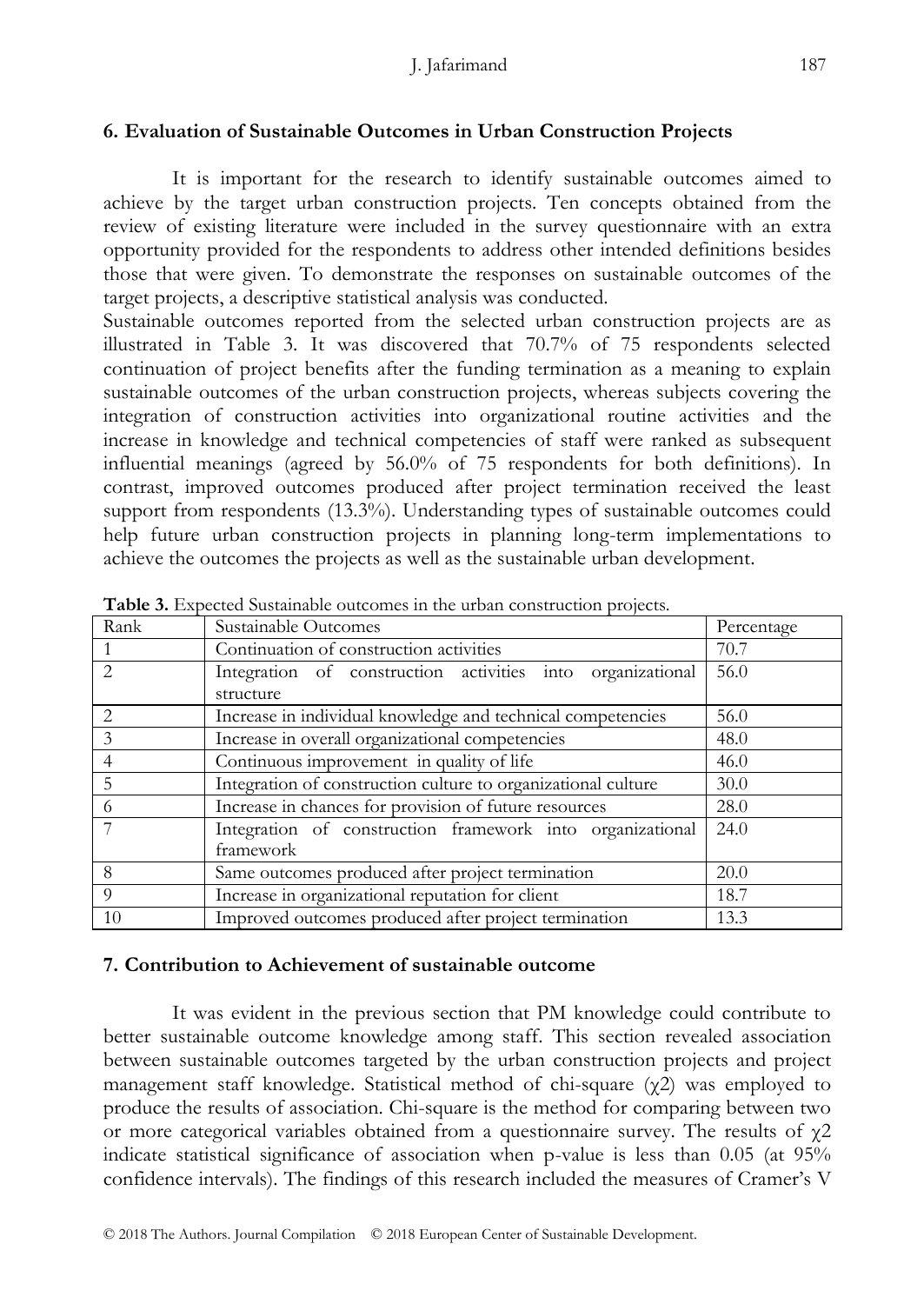## 6. Evaluation of Sustainable Outcomes in Urban Construction Projects

It is important for the research to identify sustainable outcomes aimed to achieve by the target urban construction projects. Ten concepts obtained from the review of existing literature were included in the survey questionnaire with an extra opportunity provided for the respondents to address other intended definitions besides those that were given. To demonstrate the responses on sustainable outcomes of the target projects, a descriptive statistical analysis was conducted.

Sustainable outcomes reported from the selected urban construction projects are as illustrated in Table 3. It was discovered that 70.7% of 75 respondents selected continuation of project benefits after the funding termination as a meaning to explain sustainable outcomes of the urban construction projects, whereas subjects covering the integration of construction activities into organizational routine activities and the increase in knowledge and technical competencies of staff were ranked as subsequent influential meanings (agreed by 56.0% of 75 respondents for both definitions). In contrast, improved outcomes produced after project termination received the least support from respondents (13.3%). Understanding types of sustainable outcomes could help future urban construction projects in planning long-term implementations to achieve the outcomes the projects as well as the sustainable urban development.

**Table 3.** Expected Sustainable outcomes in the urban construction projects.

| Rank | Sustainable Outcomes | Percentage |
|---|---|---|
| 1 | Continuation of construction activities | 70.7 |
| 2 | Integration of construction activities into organizational structure | 56.0 |
| 2 | Increase in individual knowledge and technical competencies | 56.0 |
| 3 | Increase in overall organizational competencies | 48.0 |
| 4 | Continuous improvement in quality of life | 46.0 |
| 5 | Integration of construction culture to organizational culture | 30.0 |
| 6 | Increase in chances for provision of future resources | 28.0 |
| 7 | Integration of construction framework into organizational framework | 24.0 |
| 8 | Same outcomes produced after project termination | 20.0 |
| 9 | Increase in organizational reputation for client | 18.7 |
| 10 | Improved outcomes produced after project termination | 13.3 |

## 7. Contribution to Achievement of sustainable outcome

It was evident in the previous section that PM knowledge could contribute to better sustainable outcome knowledge among staff. This section revealed association between sustainable outcomes targeted by the urban construction projects and project management staff knowledge. Statistical method of chi-square ($\chi^2$) was employed to produce the results of association. Chi-square is the method for comparing between two or more categorical variables obtained from a questionnaire survey. The results of $\chi^2$ indicate statistical significance of association when p-value is less than 0.05 (at 95% confidence intervals). The findings of this research included the measures of Cramer's V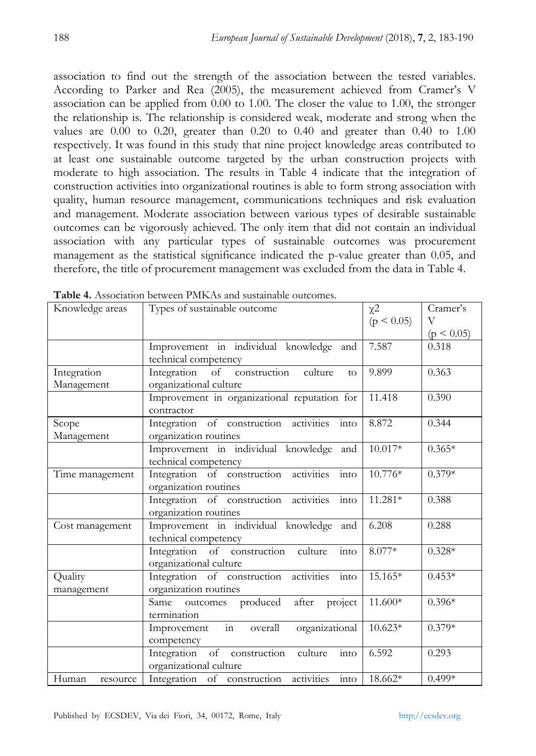association to find out the strength of the association between the tested variables. According to Parker and Rea (2005), the measurement achieved from Cramer's V association can be applied from 0.00 to 1.00. The closer the value to 1.00, the stronger the relationship is. The relationship is considered weak, moderate and strong when the values are 0.00 to 0.20, greater than 0.20 to 0.40 and greater than 0.40 to 1.00 respectively. It was found in this study that nine project knowledge areas contributed to at least one sustainable outcome targeted by the urban construction projects with moderate to high association. The results in Table 4 indicate that the integration of construction activities into organizational routines is able to form strong association with quality, human resource management, communications techniques and risk evaluation and management. Moderate association between various types of desirable sustainable outcomes can be vigorously achieved. The only item that did not contain an individual association with any particular types of sustainable outcomes was procurement management as the statistical significance indicated the p-value greater than 0.05, and therefore, the title of procurement management was excluded from the data in Table 4.

**Table 4.** Association between PMKAs and sustainable outcomes.

| Knowledge areas | Types of sustainable outcome | $\chi2$ ($p < 0.05$) | Cramer's V ($p < 0.05$) |
|---|---|---|---|
| | Improvement in individual knowledge and technical competency | 7.587 | 0.318 |
| Integration Management | Integration of construction culture to organizational culture | 9.899 | 0.363 |
| | Improvement in organizational reputation for contractor | 11.418 | 0.390 |
| Scope Management | Integration of construction activities into organization routines | 8.872 | 0.344 |
| | Improvement in individual knowledge and technical competency | 10.017* | 0.365* |
| Time management | Integration of construction activities into organization routines | 10.776* | 0.379* |
| | Integration of construction activities into organization routines | 11.281* | 0.388 |
| Cost management | Improvement in individual knowledge and technical competency | 6.208 | 0.288 |
| | Integration of construction culture into organizational culture | 8.077* | 0.328* |
| Quality management | Integration of construction activities into organization routines | 15.165* | 0.453* |
| | Same outcomes produced after project termination | 11.600* | 0.396* |
| | Improvement in overall organizational competency | 10.623* | 0.379* |
| | Integration of construction culture into organizational culture | 6.592 | 0.293 |
| Human resource | Integration of construction activities into | 18.662* | 0.499* |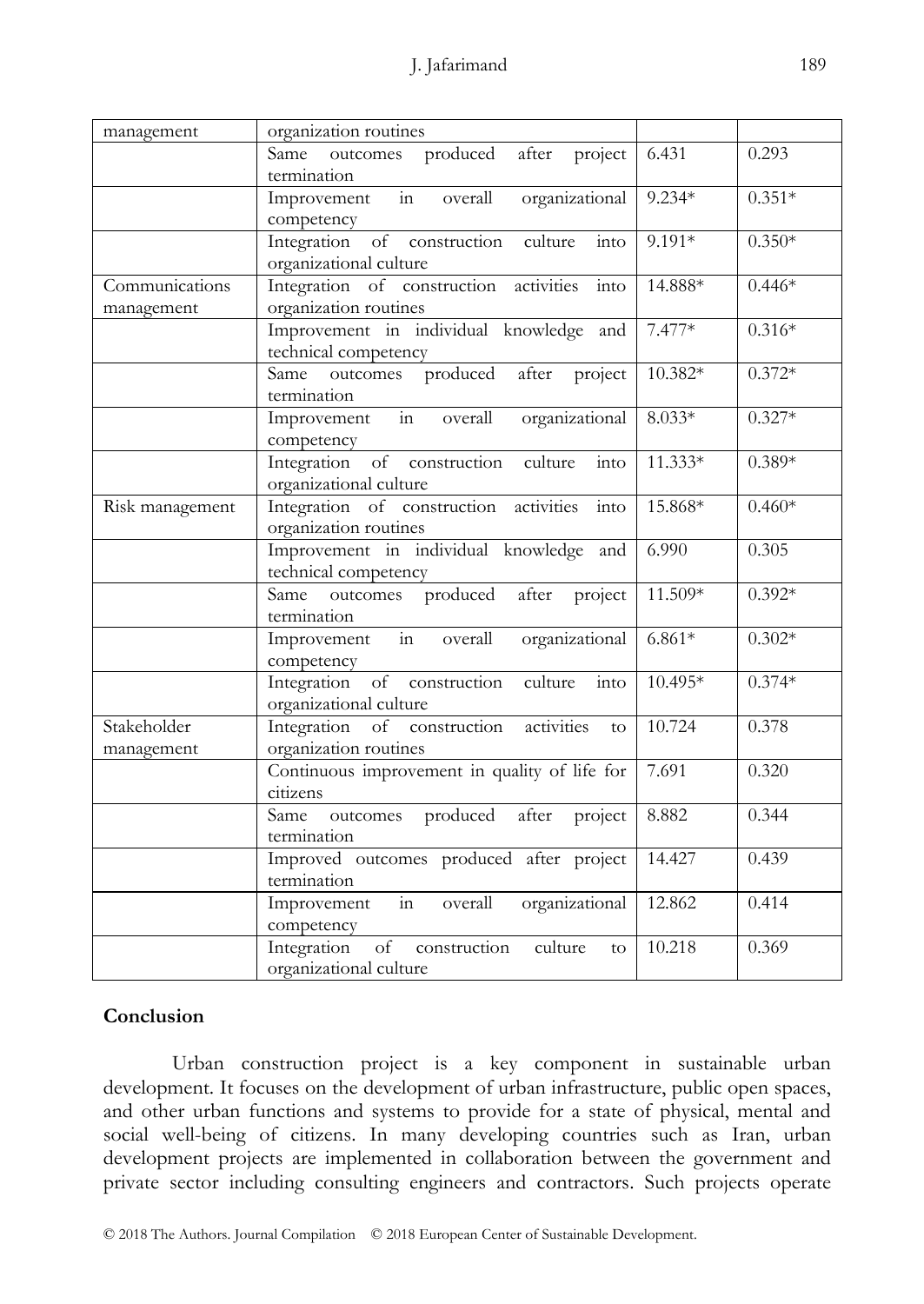| | | | |
|---|---|---|---|
| management | organization routines | | |
| | Same outcomes produced after project termination | 6.431 | 0.293 |
| | Improvement in overall organizational competency | 9.234* | 0.351* |
| | Integration of construction culture into organizational culture | 9.191* | 0.350* |
| Communications management | Integration of construction activities into organization routines | 14.888* | 0.446* |
| | Improvement in individual knowledge and technical competency | 7.477* | 0.316* |
| | Same outcomes produced after project termination | 10.382* | 0.372* |
| | Improvement in overall organizational competency | 8.033* | 0.327* |
| | Integration of construction culture into organizational culture | 11.333* | 0.389* |
| Risk management | Integration of construction activities into organization routines | 15.868* | 0.460* |
| | Improvement in individual knowledge and technical competency | 6.990 | 0.305 |
| | Same outcomes produced after project termination | 11.509* | 0.392* |
| | Improvement in overall organizational competency | 6.861* | 0.302* |
| | Integration of construction culture into organizational culture | 10.495* | 0.374* |
| Stakeholder management | Integration of construction activities to organization routines | 10.724 | 0.378 |
| | Continuous improvement in quality of life for citizens | 7.691 | 0.320 |
| | Same outcomes produced after project termination | 8.882 | 0.344 |
| | Improved outcomes produced after project termination | 14.427 | 0.439 |
| | Improvement in overall organizational competency | 12.862 | 0.414 |
| | Integration of construction culture to organizational culture | 10.218 | 0.369 |

## Conclusion

Urban construction project is a key component in sustainable urban development. It focuses on the development of urban infrastructure, public open spaces, and other urban functions and systems to provide for a state of physical, mental and social well-being of citizens. In many developing countries such as Iran, urban development projects are implemented in collaboration between the government and private sector including consulting engineers and contractors. Such projects operate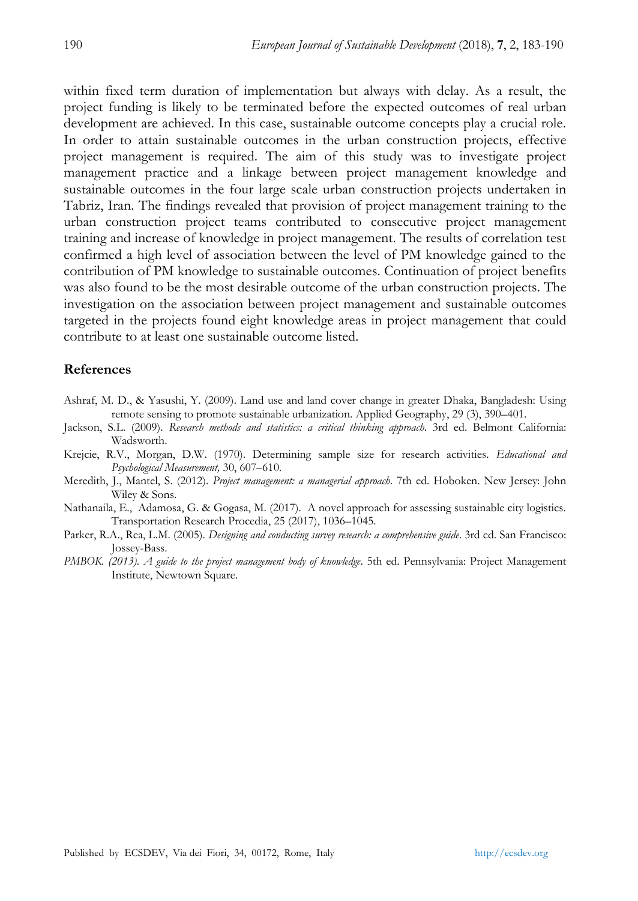within fixed term duration of implementation but always with delay. As a result, the project funding is likely to be terminated before the expected outcomes of real urban development are achieved. In this case, sustainable outcome concepts play a crucial role. In order to attain sustainable outcomes in the urban construction projects, effective project management is required. The aim of this study was to investigate project management practice and a linkage between project management knowledge and sustainable outcomes in the four large scale urban construction projects undertaken in Tabriz, Iran. The findings revealed that provision of project management training to the urban construction project teams contributed to consecutive project management training and increase of knowledge in project management. The results of correlation test confirmed a high level of association between the level of PM knowledge gained to the contribution of PM knowledge to sustainable outcomes. Continuation of project benefits was also found to be the most desirable outcome of the urban construction projects. The investigation on the association between project management and sustainable outcomes targeted in the projects found eight knowledge areas in project management that could contribute to at least one sustainable outcome listed.

## References

Ashraf, M. D., & Yasushi, Y. (2009). Land use and land cover change in greater Dhaka, Bangladesh: Using remote sensing to promote sustainable urbanization. Applied Geography, 29 (3), 390–401.

Jackson, S.L. (2009). *Research methods and statistics: a critical thinking approach*. 3rd ed. Belmont California: Wadsworth.

Krejcie, R.V., Morgan, D.W. (1970). Determining sample size for research activities. *Educational and Psychological Measurement,* 30, 607–610.

Meredith, J., Mantel, S. (2012). *Project management: a managerial approach*. 7th ed. Hoboken. New Jersey: John Wiley & Sons.

Nathanaila, E., Adamosa, G. & Gogasa, M. (2017). A novel approach for assessing sustainable city logistics. Transportation Research Procedia, 25 (2017), 1036–1045.

Parker, R.A., Rea, L.M. (2005). *Designing and conducting survey research: a comprehensive guide*. 3rd ed. San Francisco: Jossey-Bass.

*PMBOK. (2013). A guide to the project management body of knowledge*. 5th ed. Pennsylvania: Project Management Institute, Newtown Square.